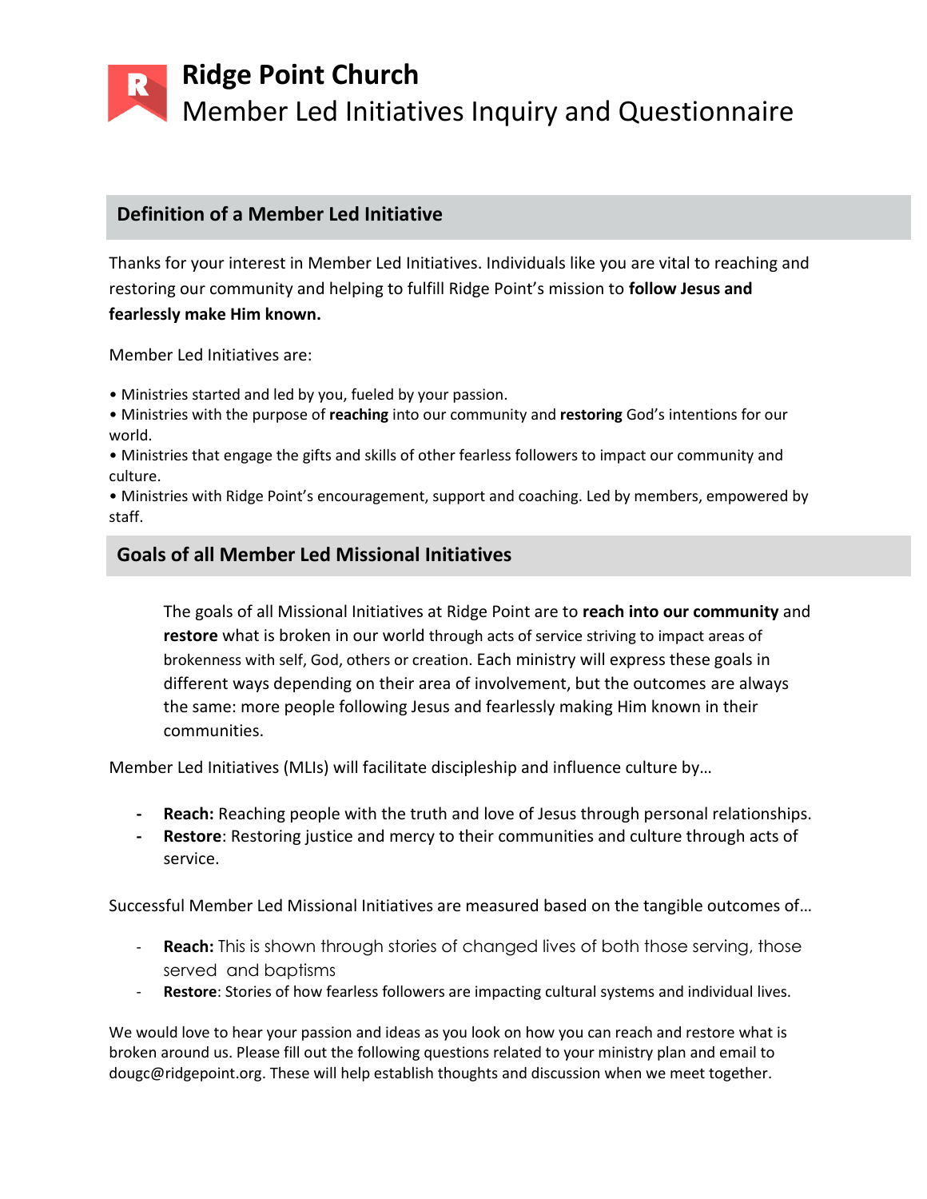# Ridge Point Church

## Member Led Initiatives Inquiry and Questionnaire

## Definition of a Member Led Initiative

Thanks for your interest in Member Led Initiatives. Individuals like you are vital to reaching and restoring our community and helping to fulfill Ridge Point's mission to **follow Jesus and fearlessly make Him known.**

Member Led Initiatives are:

- Ministries started and led by you, fueled by your passion.
- Ministries with the purpose of **reaching** into our community and **restoring** God's intentions for our world.
- Ministries that engage the gifts and skills of other fearless followers to impact our community and culture.
- Ministries with Ridge Point's encouragement, support and coaching. Led by members, empowered by staff.

## Goals of all Member Led Missional Initiatives

The goals of all Missional Initiatives at Ridge Point are to **reach into our community** and **restore** what is broken in our world through acts of service striving to impact areas of brokenness with self, God, others or creation. Each ministry will express these goals in different ways depending on their area of involvement, but the outcomes are always the same: more people following Jesus and fearlessly making Him known in their communities.

Member Led Initiatives (MLIs) will facilitate discipleship and influence culture by…

- **Reach:** Reaching people with the truth and love of Jesus through personal relationships.
- **Restore**: Restoring justice and mercy to their communities and culture through acts of service.

Successful Member Led Missional Initiatives are measured based on the tangible outcomes of…

- **Reach:** This is shown through stories of changed lives of both those serving, those served and baptisms
- **Restore**: Stories of how fearless followers are impacting cultural systems and individual lives.

We would love to hear your passion and ideas as you look on how you can reach and restore what is broken around us. Please fill out the following questions related to your ministry plan and email to dougc@ridgepoint.org. These will help establish thoughts and discussion when we meet together.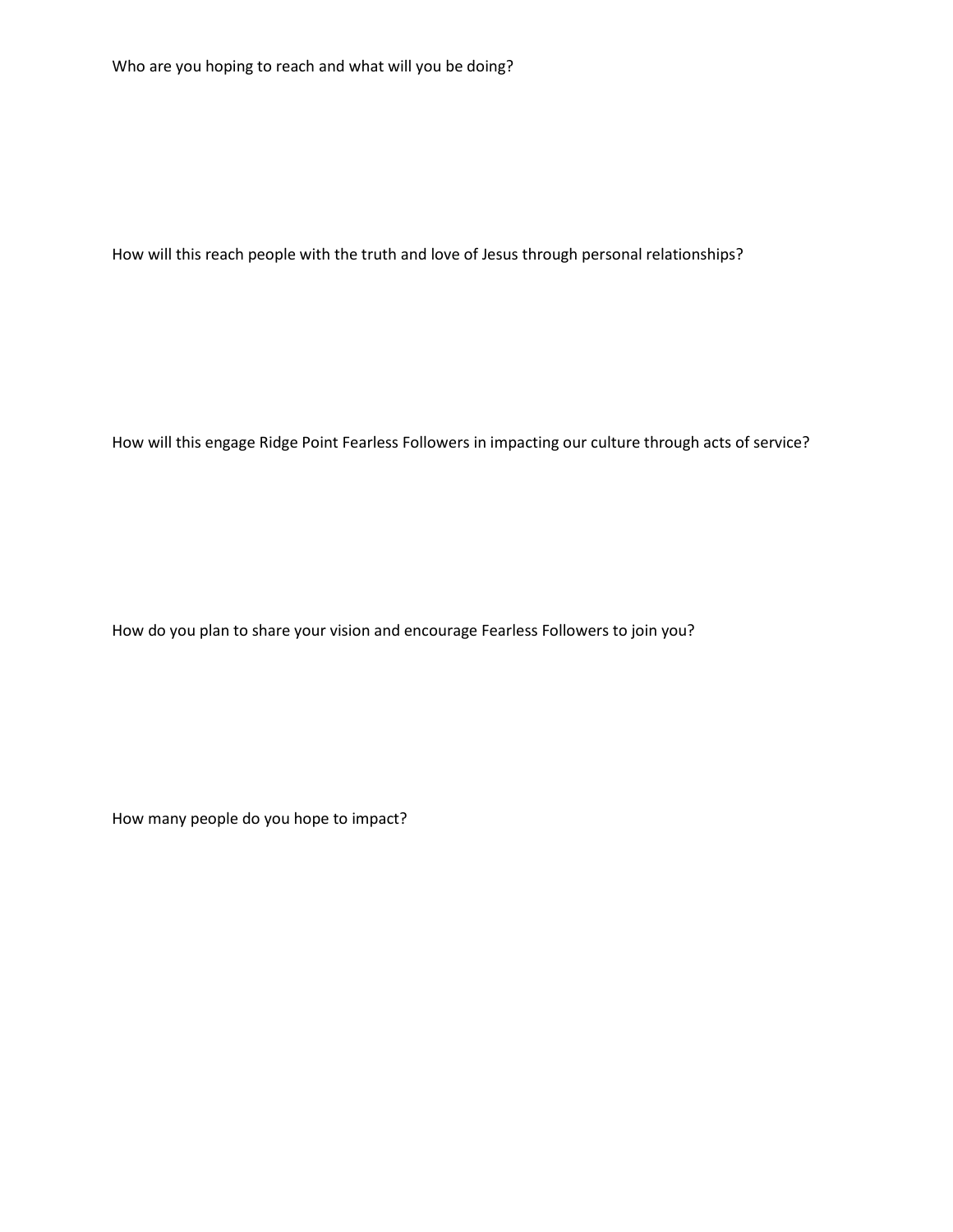Who are you hoping to reach and what will you be doing?

How will this reach people with the truth and love of Jesus through personal relationships?

How will this engage Ridge Point Fearless Followers in impacting our culture through acts of service?

How do you plan to share your vision and encourage Fearless Followers to join you?

How many people do you hope to impact?